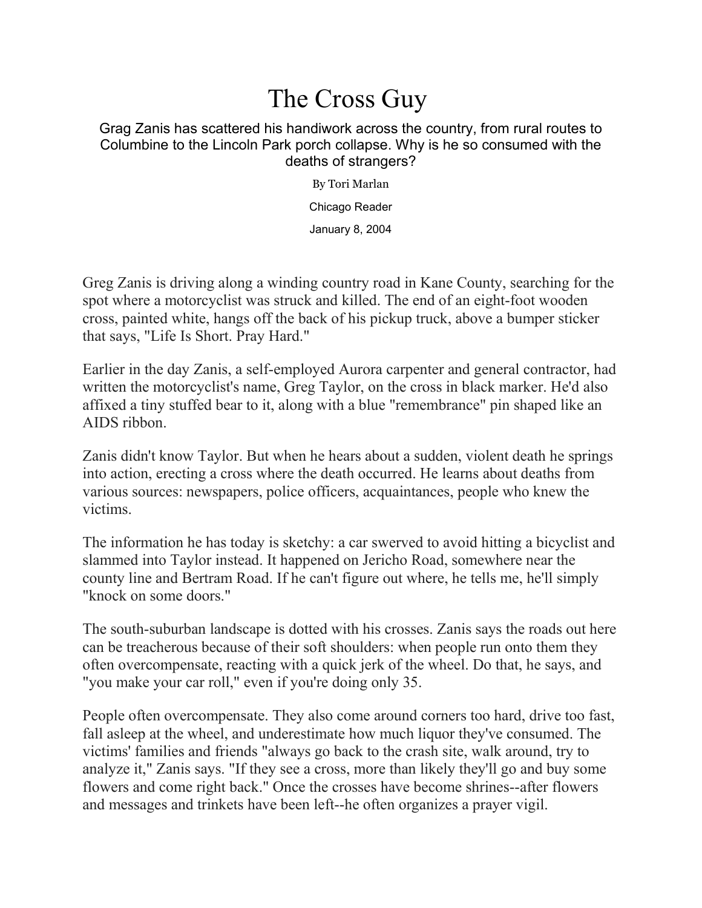# The Cross Guy

Grag Zanis has scattered his handiwork across the country, from rural routes to Columbine to the Lincoln Park porch collapse. Why is he so consumed with the deaths of strangers?

By Tori Marlan

Chicago Reader

January 8, 2004

Greg Zanis is driving along a winding country road in Kane County, searching for the spot where a motorcyclist was struck and killed. The end of an eight-foot wooden cross, painted white, hangs off the back of his pickup truck, above a bumper sticker that says, "Life Is Short. Pray Hard."

Earlier in the day Zanis, a self-employed Aurora carpenter and general contractor, had written the motorcyclist's name, Greg Taylor, on the cross in black marker. He'd also affixed a tiny stuffed bear to it, along with a blue "remembrance" pin shaped like an AIDS ribbon.

Zanis didn't know Taylor. But when he hears about a sudden, violent death he springs into action, erecting a cross where the death occurred. He learns about deaths from various sources: newspapers, police officers, acquaintances, people who knew the victims.

The information he has today is sketchy: a car swerved to avoid hitting a bicyclist and slammed into Taylor instead. It happened on Jericho Road, somewhere near the county line and Bertram Road. If he can't figure out where, he tells me, he'll simply "knock on some doors."

The south-suburban landscape is dotted with his crosses. Zanis says the roads out here can be treacherous because of their soft shoulders: when people run onto them they often overcompensate, reacting with a quick jerk of the wheel. Do that, he says, and "you make your car roll," even if you're doing only 35.

People often overcompensate. They also come around corners too hard, drive too fast, fall asleep at the wheel, and underestimate how much liquor they've consumed. The victims' families and friends "always go back to the crash site, walk around, try to analyze it," Zanis says. "If they see a cross, more than likely they'll go and buy some flowers and come right back." Once the crosses have become shrines--after flowers and messages and trinkets have been left--he often organizes a prayer vigil.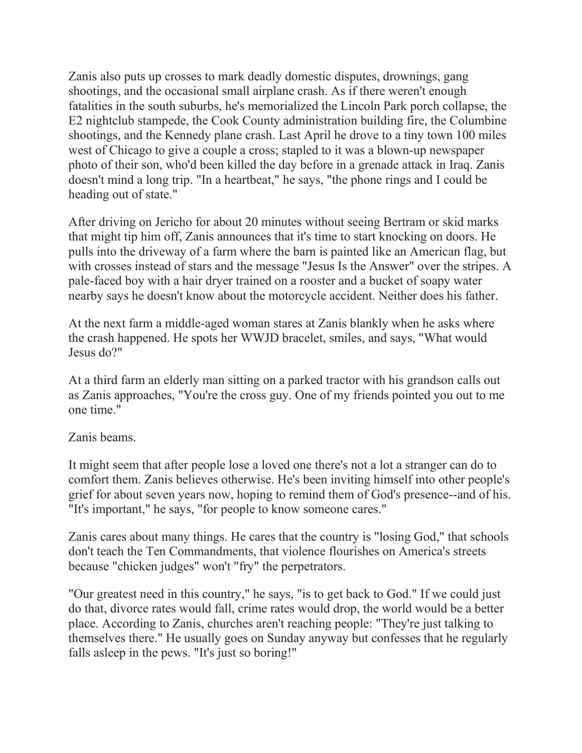Zanis also puts up crosses to mark deadly domestic disputes, drownings, gang shootings, and the occasional small airplane crash. As if there weren't enough fatalities in the south suburbs, he's memorialized the Lincoln Park porch collapse, the E2 nightclub stampede, the Cook County administration building fire, the Columbine shootings, and the Kennedy plane crash. Last April he drove to a tiny town 100 miles west of Chicago to give a couple a cross; stapled to it was a blown-up newspaper photo of their son, who'd been killed the day before in a grenade attack in Iraq. Zanis doesn't mind a long trip. "In a heartbeat," he says, "the phone rings and I could be heading out of state."

After driving on Jericho for about 20 minutes without seeing Bertram or skid marks that might tip him off, Zanis announces that it's time to start knocking on doors. He pulls into the driveway of a farm where the barn is painted like an American flag, but with crosses instead of stars and the message "Jesus Is the Answer" over the stripes. A pale-faced boy with a hair dryer trained on a rooster and a bucket of soapy water nearby says he doesn't know about the motorcycle accident. Neither does his father.

At the next farm a middle-aged woman stares at Zanis blankly when he asks where the crash happened. He spots her WWJD bracelet, smiles, and says, "What would Jesus do?"

At a third farm an elderly man sitting on a parked tractor with his grandson calls out as Zanis approaches, "You're the cross guy. One of my friends pointed you out to me one time."

Zanis beams.

It might seem that after people lose a loved one there's not a lot a stranger can do to comfort them. Zanis believes otherwise. He's been inviting himself into other people's grief for about seven years now, hoping to remind them of God's presence--and of his. "It's important," he says, "for people to know someone cares."

Zanis cares about many things. He cares that the country is "losing God," that schools don't teach the Ten Commandments, that violence flourishes on America's streets because "chicken judges" won't "fry" the perpetrators.

"Our greatest need in this country," he says, "is to get back to God." If we could just do that, divorce rates would fall, crime rates would drop, the world would be a better place. According to Zanis, churches aren't reaching people: "They're just talking to themselves there." He usually goes on Sunday anyway but confesses that he regularly falls asleep in the pews. "It's just so boring!"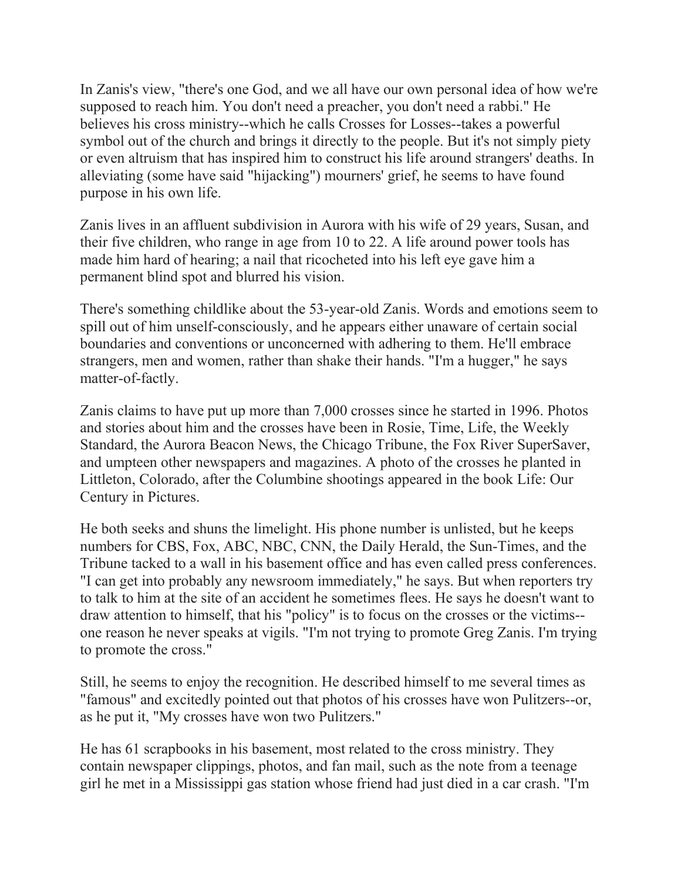In Zanis's view, "there's one God, and we all have our own personal idea of how we're supposed to reach him. You don't need a preacher, you don't need a rabbi." He believes his cross ministry--which he calls Crosses for Losses--takes a powerful symbol out of the church and brings it directly to the people. But it's not simply piety or even altruism that has inspired him to construct his life around strangers' deaths. In alleviating (some have said "hijacking") mourners' grief, he seems to have found purpose in his own life.

Zanis lives in an affluent subdivision in Aurora with his wife of 29 years, Susan, and their five children, who range in age from 10 to 22. A life around power tools has made him hard of hearing; a nail that ricocheted into his left eye gave him a permanent blind spot and blurred his vision.

There's something childlike about the 53-year-old Zanis. Words and emotions seem to spill out of him unself-consciously, and he appears either unaware of certain social boundaries and conventions or unconcerned with adhering to them. He'll embrace strangers, men and women, rather than shake their hands. "I'm a hugger," he says matter-of-factly.

Zanis claims to have put up more than 7,000 crosses since he started in 1996. Photos and stories about him and the crosses have been in Rosie, Time, Life, the Weekly Standard, the Aurora Beacon News, the Chicago Tribune, the Fox River SuperSaver, and umpteen other newspapers and magazines. A photo of the crosses he planted in Littleton, Colorado, after the Columbine shootings appeared in the book Life: Our Century in Pictures.

He both seeks and shuns the limelight. His phone number is unlisted, but he keeps numbers for CBS, Fox, ABC, NBC, CNN, the Daily Herald, the Sun-Times, and the Tribune tacked to a wall in his basement office and has even called press conferences. "I can get into probably any newsroom immediately," he says. But when reporters try to talk to him at the site of an accident he sometimes flees. He says he doesn't want to draw attention to himself, that his "policy" is to focus on the crosses or the victims--one reason he never speaks at vigils. "I'm not trying to promote Greg Zanis. I'm trying to promote the cross."

Still, he seems to enjoy the recognition. He described himself to me several times as "famous" and excitedly pointed out that photos of his crosses have won Pulitzers--or, as he put it, "My crosses have won two Pulitzers."

He has 61 scrapbooks in his basement, most related to the cross ministry. They contain newspaper clippings, photos, and fan mail, such as the note from a teenage girl he met in a Mississippi gas station whose friend had just died in a car crash. "I'm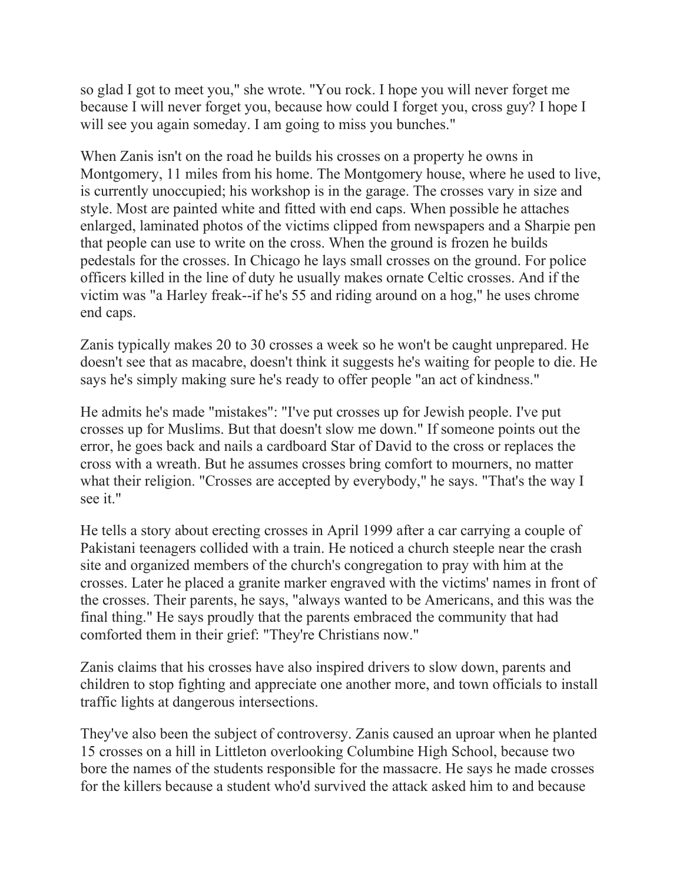so glad I got to meet you," she wrote. "You rock. I hope you will never forget me because I will never forget you, because how could I forget you, cross guy? I hope I will see you again someday. I am going to miss you bunches."

When Zanis isn't on the road he builds his crosses on a property he owns in Montgomery, 11 miles from his home. The Montgomery house, where he used to live, is currently unoccupied; his workshop is in the garage. The crosses vary in size and style. Most are painted white and fitted with end caps. When possible he attaches enlarged, laminated photos of the victims clipped from newspapers and a Sharpie pen that people can use to write on the cross. When the ground is frozen he builds pedestals for the crosses. In Chicago he lays small crosses on the ground. For police officers killed in the line of duty he usually makes ornate Celtic crosses. And if the victim was "a Harley freak--if he's 55 and riding around on a hog," he uses chrome end caps.

Zanis typically makes 20 to 30 crosses a week so he won't be caught unprepared. He doesn't see that as macabre, doesn't think it suggests he's waiting for people to die. He says he's simply making sure he's ready to offer people "an act of kindness."

He admits he's made "mistakes": "I've put crosses up for Jewish people. I've put crosses up for Muslims. But that doesn't slow me down." If someone points out the error, he goes back and nails a cardboard Star of David to the cross or replaces the cross with a wreath. But he assumes crosses bring comfort to mourners, no matter what their religion. "Crosses are accepted by everybody," he says. "That's the way I see it."

He tells a story about erecting crosses in April 1999 after a car carrying a couple of Pakistani teenagers collided with a train. He noticed a church steeple near the crash site and organized members of the church's congregation to pray with him at the crosses. Later he placed a granite marker engraved with the victims' names in front of the crosses. Their parents, he says, "always wanted to be Americans, and this was the final thing." He says proudly that the parents embraced the community that had comforted them in their grief: "They're Christians now."

Zanis claims that his crosses have also inspired drivers to slow down, parents and children to stop fighting and appreciate one another more, and town officials to install traffic lights at dangerous intersections.

They've also been the subject of controversy. Zanis caused an uproar when he planted 15 crosses on a hill in Littleton overlooking Columbine High School, because two bore the names of the students responsible for the massacre. He says he made crosses for the killers because a student who'd survived the attack asked him to and because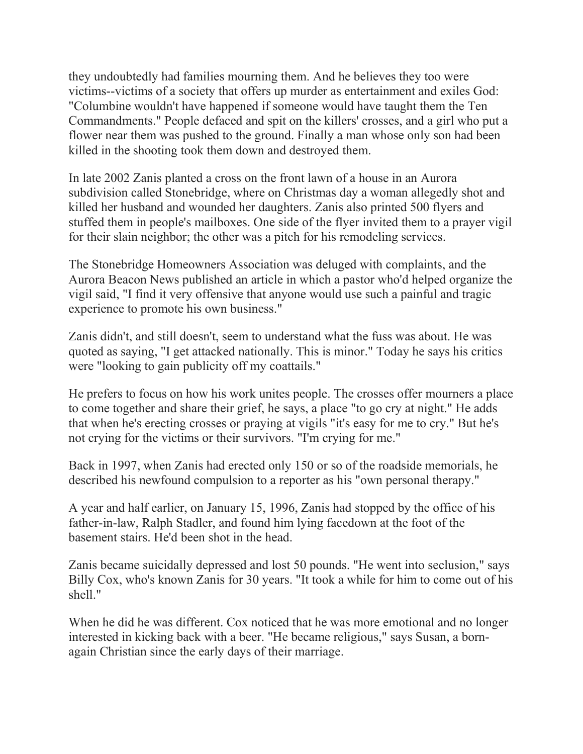they undoubtedly had families mourning them. And he believes they too were victims--victims of a society that offers up murder as entertainment and exiles God: "Columbine wouldn't have happened if someone would have taught them the Ten Commandments." People defaced and spit on the killers' crosses, and a girl who put a flower near them was pushed to the ground. Finally a man whose only son had been killed in the shooting took them down and destroyed them.

In late 2002 Zanis planted a cross on the front lawn of a house in an Aurora subdivision called Stonebridge, where on Christmas day a woman allegedly shot and killed her husband and wounded her daughters. Zanis also printed 500 flyers and stuffed them in people's mailboxes. One side of the flyer invited them to a prayer vigil for their slain neighbor; the other was a pitch for his remodeling services.

The Stonebridge Homeowners Association was deluged with complaints, and the Aurora Beacon News published an article in which a pastor who'd helped organize the vigil said, "I find it very offensive that anyone would use such a painful and tragic experience to promote his own business."

Zanis didn't, and still doesn't, seem to understand what the fuss was about. He was quoted as saying, "I get attacked nationally. This is minor." Today he says his critics were "looking to gain publicity off my coattails."

He prefers to focus on how his work unites people. The crosses offer mourners a place to come together and share their grief, he says, a place "to go cry at night." He adds that when he's erecting crosses or praying at vigils "it's easy for me to cry." But he's not crying for the victims or their survivors. "I'm crying for me."

Back in 1997, when Zanis had erected only 150 or so of the roadside memorials, he described his newfound compulsion to a reporter as his "own personal therapy."

A year and half earlier, on January 15, 1996, Zanis had stopped by the office of his father-in-law, Ralph Stadler, and found him lying facedown at the foot of the basement stairs. He'd been shot in the head.

Zanis became suicidally depressed and lost 50 pounds. "He went into seclusion," says Billy Cox, who's known Zanis for 30 years. "It took a while for him to come out of his shell."

When he did he was different. Cox noticed that he was more emotional and no longer interested in kicking back with a beer. "He became religious," says Susan, a born-again Christian since the early days of their marriage.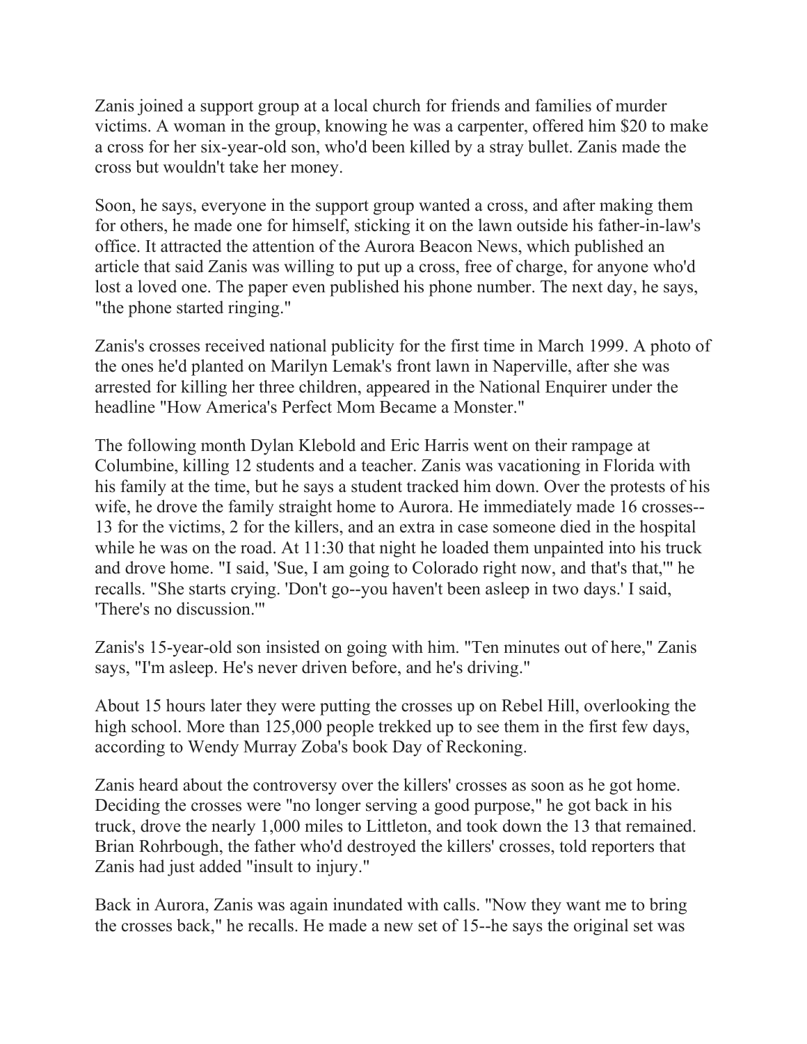Zanis joined a support group at a local church for friends and families of murder victims. A woman in the group, knowing he was a carpenter, offered him $20 to make a cross for her six-year-old son, who'd been killed by a stray bullet. Zanis made the cross but wouldn't take her money.

Soon, he says, everyone in the support group wanted a cross, and after making them for others, he made one for himself, sticking it on the lawn outside his father-in-law's office. It attracted the attention of the Aurora Beacon News, which published an article that said Zanis was willing to put up a cross, free of charge, for anyone who'd lost a loved one. The paper even published his phone number. The next day, he says, "the phone started ringing."

Zanis's crosses received national publicity for the first time in March 1999. A photo of the ones he'd planted on Marilyn Lemak's front lawn in Naperville, after she was arrested for killing her three children, appeared in the National Enquirer under the headline "How America's Perfect Mom Became a Monster."

The following month Dylan Klebold and Eric Harris went on their rampage at Columbine, killing 12 students and a teacher. Zanis was vacationing in Florida with his family at the time, but he says a student tracked him down. Over the protests of his wife, he drove the family straight home to Aurora. He immediately made 16 crosses--13 for the victims, 2 for the killers, and an extra in case someone died in the hospital while he was on the road. At 11:30 that night he loaded them unpainted into his truck and drove home. "I said, 'Sue, I am going to Colorado right now, and that's that,'" he recalls. "She starts crying. 'Don't go--you haven't been asleep in two days.' I said, 'There's no discussion.'"

Zanis's 15-year-old son insisted on going with him. "Ten minutes out of here," Zanis says, "I'm asleep. He's never driven before, and he's driving."

About 15 hours later they were putting the crosses up on Rebel Hill, overlooking the high school. More than 125,000 people trekked up to see them in the first few days, according to Wendy Murray Zoba's book Day of Reckoning.

Zanis heard about the controversy over the killers' crosses as soon as he got home. Deciding the crosses were "no longer serving a good purpose," he got back in his truck, drove the nearly 1,000 miles to Littleton, and took down the 13 that remained. Brian Rohrbough, the father who'd destroyed the killers' crosses, told reporters that Zanis had just added "insult to injury."

Back in Aurora, Zanis was again inundated with calls. "Now they want me to bring the crosses back," he recalls. He made a new set of 15--he says the original set was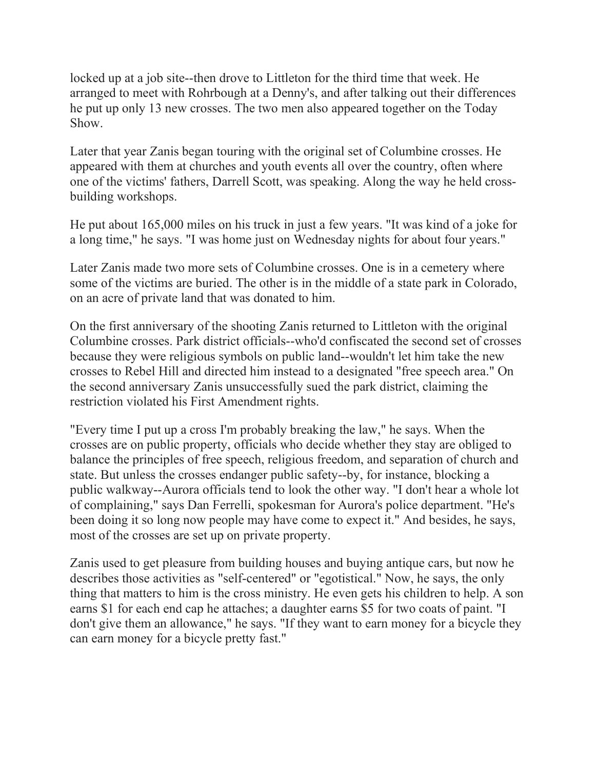locked up at a job site--then drove to Littleton for the third time that week. He arranged to meet with Rohrbough at a Denny's, and after talking out their differences he put up only 13 new crosses. The two men also appeared together on the Today Show.

Later that year Zanis began touring with the original set of Columbine crosses. He appeared with them at churches and youth events all over the country, often where one of the victims' fathers, Darrell Scott, was speaking. Along the way he held cross-building workshops.

He put about 165,000 miles on his truck in just a few years. "It was kind of a joke for a long time," he says. "I was home just on Wednesday nights for about four years."

Later Zanis made two more sets of Columbine crosses. One is in a cemetery where some of the victims are buried. The other is in the middle of a state park in Colorado, on an acre of private land that was donated to him.

On the first anniversary of the shooting Zanis returned to Littleton with the original Columbine crosses. Park district officials--who'd confiscated the second set of crosses because they were religious symbols on public land--wouldn't let him take the new crosses to Rebel Hill and directed him instead to a designated "free speech area." On the second anniversary Zanis unsuccessfully sued the park district, claiming the restriction violated his First Amendment rights.

"Every time I put up a cross I'm probably breaking the law," he says. When the crosses are on public property, officials who decide whether they stay are obliged to balance the principles of free speech, religious freedom, and separation of church and state. But unless the crosses endanger public safety--by, for instance, blocking a public walkway--Aurora officials tend to look the other way. "I don't hear a whole lot of complaining," says Dan Ferrelli, spokesman for Aurora's police department. "He's been doing it so long now people may have come to expect it." And besides, he says, most of the crosses are set up on private property.

Zanis used to get pleasure from building houses and buying antique cars, but now he describes those activities as "self-centered" or "egotistical." Now, he says, the only thing that matters to him is the cross ministry. He even gets his children to help. A son earns $1 for each end cap he attaches; a daughter earns $5 for two coats of paint. "I don't give them an allowance," he says. "If they want to earn money for a bicycle they can earn money for a bicycle pretty fast."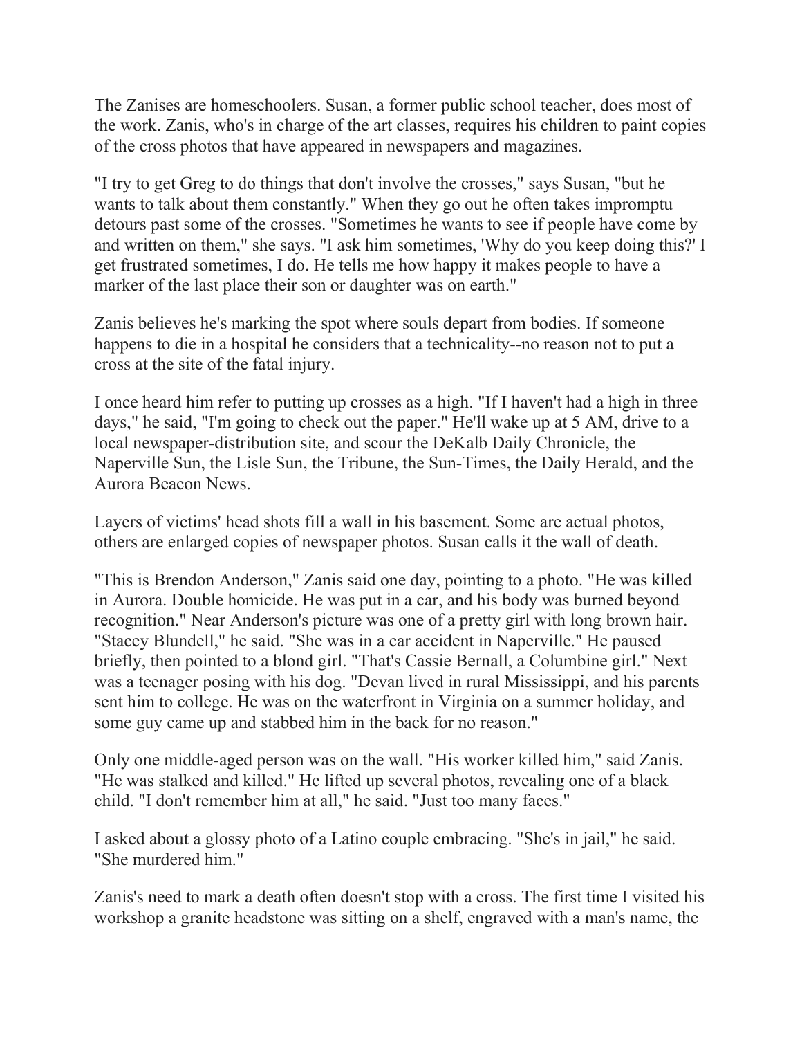The Zanises are homeschoolers. Susan, a former public school teacher, does most of the work. Zanis, who's in charge of the art classes, requires his children to paint copies of the cross photos that have appeared in newspapers and magazines.

"I try to get Greg to do things that don't involve the crosses," says Susan, "but he wants to talk about them constantly." When they go out he often takes impromptu detours past some of the crosses. "Sometimes he wants to see if people have come by and written on them," she says. "I ask him sometimes, 'Why do you keep doing this?' I get frustrated sometimes, I do. He tells me how happy it makes people to have a marker of the last place their son or daughter was on earth."

Zanis believes he's marking the spot where souls depart from bodies. If someone happens to die in a hospital he considers that a technicality--no reason not to put a cross at the site of the fatal injury.

I once heard him refer to putting up crosses as a high. "If I haven't had a high in three days," he said, "I'm going to check out the paper." He'll wake up at 5 AM, drive to a local newspaper-distribution site, and scour the DeKalb Daily Chronicle, the Naperville Sun, the Lisle Sun, the Tribune, the Sun-Times, the Daily Herald, and the Aurora Beacon News.

Layers of victims' head shots fill a wall in his basement. Some are actual photos, others are enlarged copies of newspaper photos. Susan calls it the wall of death.

"This is Brendon Anderson," Zanis said one day, pointing to a photo. "He was killed in Aurora. Double homicide. He was put in a car, and his body was burned beyond recognition." Near Anderson's picture was one of a pretty girl with long brown hair. "Stacey Blundell," he said. "She was in a car accident in Naperville." He paused briefly, then pointed to a blond girl. "That's Cassie Bernall, a Columbine girl." Next was a teenager posing with his dog. "Devan lived in rural Mississippi, and his parents sent him to college. He was on the waterfront in Virginia on a summer holiday, and some guy came up and stabbed him in the back for no reason."

Only one middle-aged person was on the wall. "His worker killed him," said Zanis. "He was stalked and killed." He lifted up several photos, revealing one of a black child. "I don't remember him at all," he said. "Just too many faces."

I asked about a glossy photo of a Latino couple embracing. "She's in jail," he said. "She murdered him."

Zanis's need to mark a death often doesn't stop with a cross. The first time I visited his workshop a granite headstone was sitting on a shelf, engraved with a man's name, the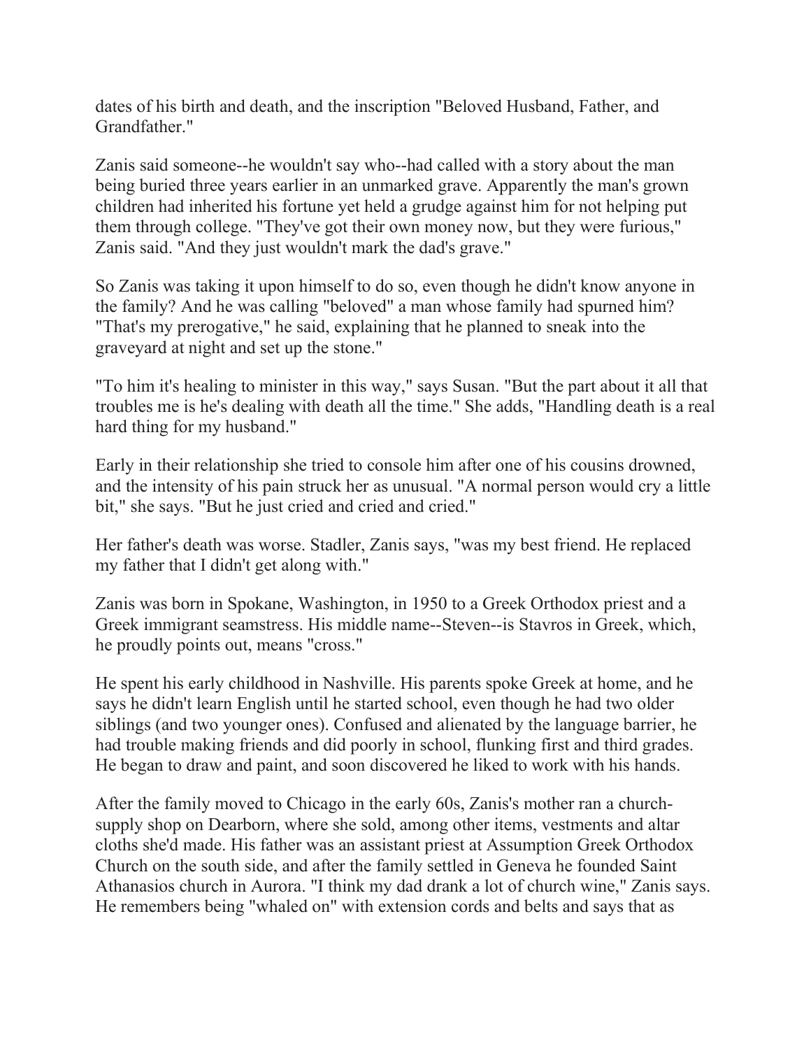dates of his birth and death, and the inscription "Beloved Husband, Father, and Grandfather."

Zanis said someone--he wouldn't say who--had called with a story about the man being buried three years earlier in an unmarked grave. Apparently the man's grown children had inherited his fortune yet held a grudge against him for not helping put them through college. "They've got their own money now, but they were furious," Zanis said. "And they just wouldn't mark the dad's grave."

So Zanis was taking it upon himself to do so, even though he didn't know anyone in the family? And he was calling "beloved" a man whose family had spurned him? "That's my prerogative," he said, explaining that he planned to sneak into the graveyard at night and set up the stone."

"To him it's healing to minister in this way," says Susan. "But the part about it all that troubles me is he's dealing with death all the time." She adds, "Handling death is a real hard thing for my husband."

Early in their relationship she tried to console him after one of his cousins drowned, and the intensity of his pain struck her as unusual. "A normal person would cry a little bit," she says. "But he just cried and cried and cried."

Her father's death was worse. Stadler, Zanis says, "was my best friend. He replaced my father that I didn't get along with."

Zanis was born in Spokane, Washington, in 1950 to a Greek Orthodox priest and a Greek immigrant seamstress. His middle name--Steven--is Stavros in Greek, which, he proudly points out, means "cross."

He spent his early childhood in Nashville. His parents spoke Greek at home, and he says he didn't learn English until he started school, even though he had two older siblings (and two younger ones). Confused and alienated by the language barrier, he had trouble making friends and did poorly in school, flunking first and third grades. He began to draw and paint, and soon discovered he liked to work with his hands.

After the family moved to Chicago in the early 60s, Zanis's mother ran a church-supply shop on Dearborn, where she sold, among other items, vestments and altar cloths she'd made. His father was an assistant priest at Assumption Greek Orthodox Church on the south side, and after the family settled in Geneva he founded Saint Athanasios church in Aurora. "I think my dad drank a lot of church wine," Zanis says. He remembers being "whaled on" with extension cords and belts and says that as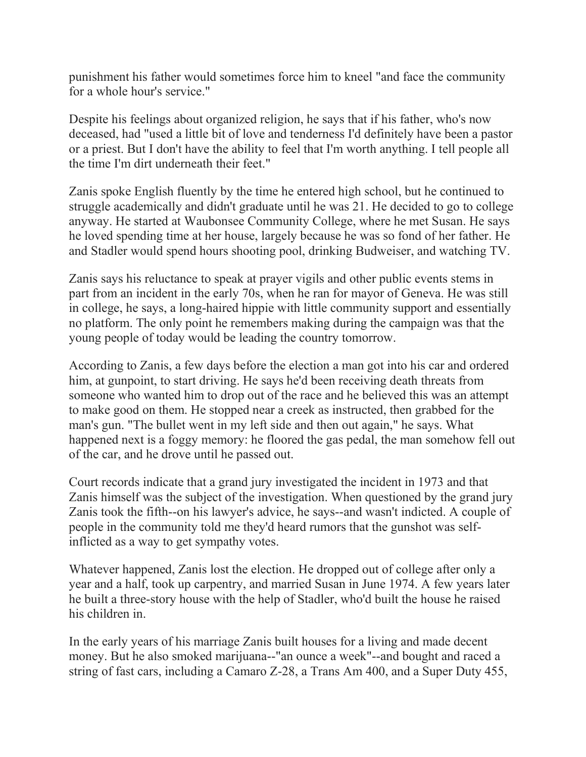punishment his father would sometimes force him to kneel "and face the community for a whole hour's service."

Despite his feelings about organized religion, he says that if his father, who's now deceased, had "used a little bit of love and tenderness I'd definitely have been a pastor or a priest. But I don't have the ability to feel that I'm worth anything. I tell people all the time I'm dirt underneath their feet."

Zanis spoke English fluently by the time he entered high school, but he continued to struggle academically and didn't graduate until he was 21. He decided to go to college anyway. He started at Waubonsee Community College, where he met Susan. He says he loved spending time at her house, largely because he was so fond of her father. He and Stadler would spend hours shooting pool, drinking Budweiser, and watching TV.

Zanis says his reluctance to speak at prayer vigils and other public events stems in part from an incident in the early 70s, when he ran for mayor of Geneva. He was still in college, he says, a long-haired hippie with little community support and essentially no platform. The only point he remembers making during the campaign was that the young people of today would be leading the country tomorrow.

According to Zanis, a few days before the election a man got into his car and ordered him, at gunpoint, to start driving. He says he'd been receiving death threats from someone who wanted him to drop out of the race and he believed this was an attempt to make good on them. He stopped near a creek as instructed, then grabbed for the man's gun. "The bullet went in my left side and then out again," he says. What happened next is a foggy memory: he floored the gas pedal, the man somehow fell out of the car, and he drove until he passed out.

Court records indicate that a grand jury investigated the incident in 1973 and that Zanis himself was the subject of the investigation. When questioned by the grand jury Zanis took the fifth--on his lawyer's advice, he says--and wasn't indicted. A couple of people in the community told me they'd heard rumors that the gunshot was self-inflicted as a way to get sympathy votes.

Whatever happened, Zanis lost the election. He dropped out of college after only a year and a half, took up carpentry, and married Susan in June 1974. A few years later he built a three-story house with the help of Stadler, who'd built the house he raised his children in.

In the early years of his marriage Zanis built houses for a living and made decent money. But he also smoked marijuana--"an ounce a week"--and bought and raced a string of fast cars, including a Camaro Z-28, a Trans Am 400, and a Super Duty 455,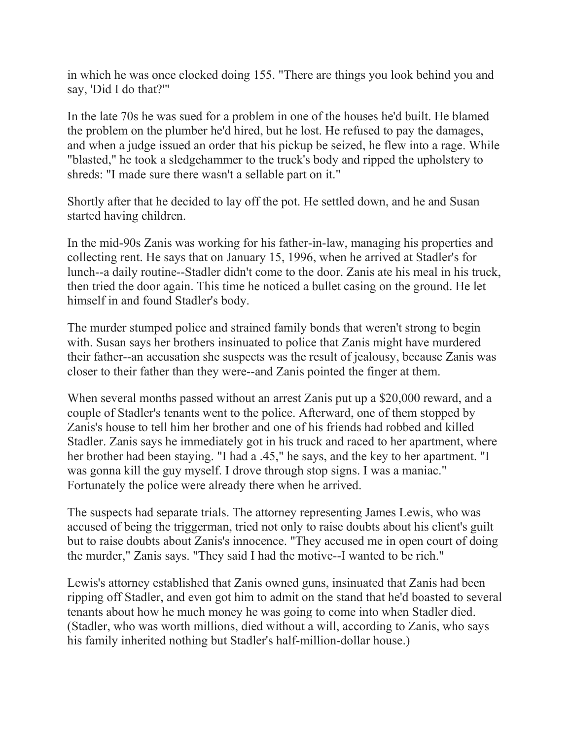in which he was once clocked doing 155. "There are things you look behind you and say, 'Did I do that?'"

In the late 70s he was sued for a problem in one of the houses he'd built. He blamed the problem on the plumber he'd hired, but he lost. He refused to pay the damages, and when a judge issued an order that his pickup be seized, he flew into a rage. While "blasted," he took a sledgehammer to the truck's body and ripped the upholstery to shreds: "I made sure there wasn't a sellable part on it."

Shortly after that he decided to lay off the pot. He settled down, and he and Susan started having children.

In the mid-90s Zanis was working for his father-in-law, managing his properties and collecting rent. He says that on January 15, 1996, when he arrived at Stadler's for lunch--a daily routine--Stadler didn't come to the door. Zanis ate his meal in his truck, then tried the door again. This time he noticed a bullet casing on the ground. He let himself in and found Stadler's body.

The murder stumped police and strained family bonds that weren't strong to begin with. Susan says her brothers insinuated to police that Zanis might have murdered their father--an accusation she suspects was the result of jealousy, because Zanis was closer to their father than they were--and Zanis pointed the finger at them.

When several months passed without an arrest Zanis put up a $20,000 reward, and a couple of Stadler's tenants went to the police. Afterward, one of them stopped by Zanis's house to tell him her brother and one of his friends had robbed and killed Stadler. Zanis says he immediately got in his truck and raced to her apartment, where her brother had been staying. "I had a .45," he says, and the key to her apartment. "I was gonna kill the guy myself. I drove through stop signs. I was a maniac." Fortunately the police were already there when he arrived.

The suspects had separate trials. The attorney representing James Lewis, who was accused of being the triggerman, tried not only to raise doubts about his client's guilt but to raise doubts about Zanis's innocence. "They accused me in open court of doing the murder," Zanis says. "They said I had the motive--I wanted to be rich."

Lewis's attorney established that Zanis owned guns, insinuated that Zanis had been ripping off Stadler, and even got him to admit on the stand that he'd boasted to several tenants about how he much money he was going to come into when Stadler died. (Stadler, who was worth millions, died without a will, according to Zanis, who says his family inherited nothing but Stadler's half-million-dollar house.)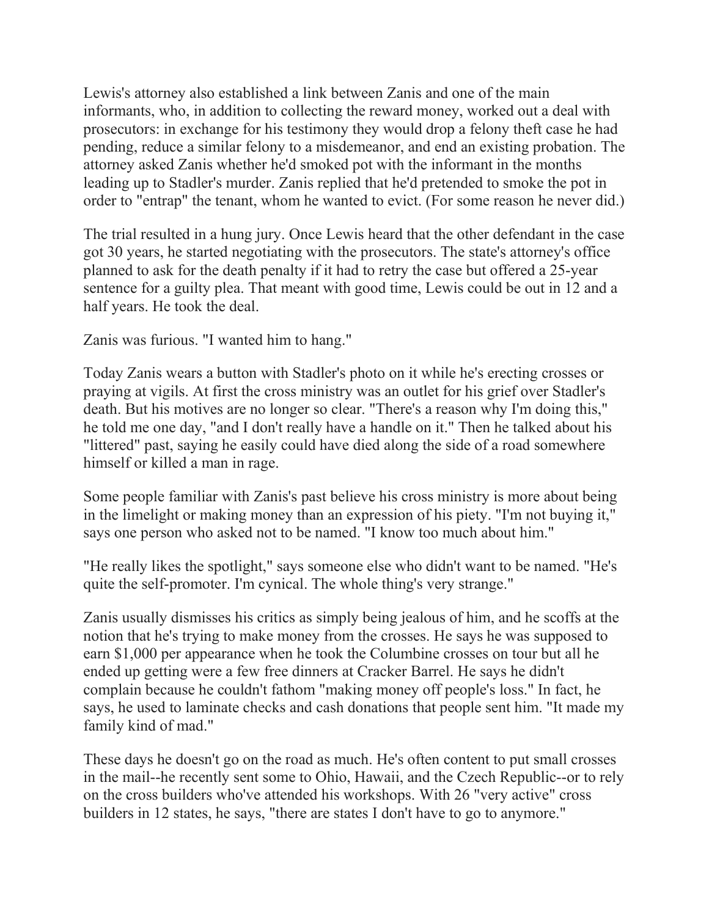Lewis's attorney also established a link between Zanis and one of the main informants, who, in addition to collecting the reward money, worked out a deal with prosecutors: in exchange for his testimony they would drop a felony theft case he had pending, reduce a similar felony to a misdemeanor, and end an existing probation. The attorney asked Zanis whether he'd smoked pot with the informant in the months leading up to Stadler's murder. Zanis replied that he'd pretended to smoke the pot in order to "entrap" the tenant, whom he wanted to evict. (For some reason he never did.)

The trial resulted in a hung jury. Once Lewis heard that the other defendant in the case got 30 years, he started negotiating with the prosecutors. The state's attorney's office planned to ask for the death penalty if it had to retry the case but offered a 25-year sentence for a guilty plea. That meant with good time, Lewis could be out in 12 and a half years. He took the deal.

Zanis was furious. "I wanted him to hang."

Today Zanis wears a button with Stadler's photo on it while he's erecting crosses or praying at vigils. At first the cross ministry was an outlet for his grief over Stadler's death. But his motives are no longer so clear. "There's a reason why I'm doing this," he told me one day, "and I don't really have a handle on it." Then he talked about his "littered" past, saying he easily could have died along the side of a road somewhere himself or killed a man in rage.

Some people familiar with Zanis's past believe his cross ministry is more about being in the limelight or making money than an expression of his piety. "I'm not buying it," says one person who asked not to be named. "I know too much about him."

"He really likes the spotlight," says someone else who didn't want to be named. "He's quite the self-promoter. I'm cynical. The whole thing's very strange."

Zanis usually dismisses his critics as simply being jealous of him, and he scoffs at the notion that he's trying to make money from the crosses. He says he was supposed to earn $1,000 per appearance when he took the Columbine crosses on tour but all he ended up getting were a few free dinners at Cracker Barrel. He says he didn't complain because he couldn't fathom "making money off people's loss." In fact, he says, he used to laminate checks and cash donations that people sent him. "It made my family kind of mad."

These days he doesn't go on the road as much. He's often content to put small crosses in the mail--he recently sent some to Ohio, Hawaii, and the Czech Republic--or to rely on the cross builders who've attended his workshops. With 26 "very active" cross builders in 12 states, he says, "there are states I don't have to go to anymore."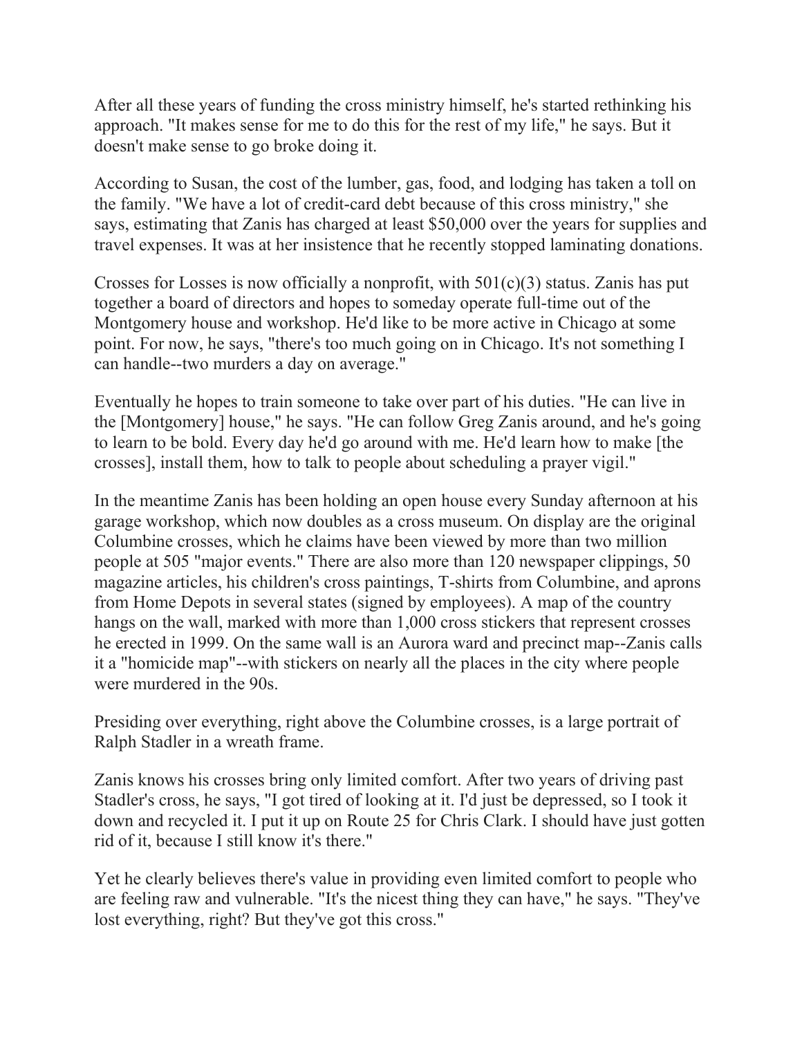After all these years of funding the cross ministry himself, he's started rethinking his approach. "It makes sense for me to do this for the rest of my life," he says. But it doesn't make sense to go broke doing it.

According to Susan, the cost of the lumber, gas, food, and lodging has taken a toll on the family. "We have a lot of credit-card debt because of this cross ministry," she says, estimating that Zanis has charged at least $50,000 over the years for supplies and travel expenses. It was at her insistence that he recently stopped laminating donations.

Crosses for Losses is now officially a nonprofit, with 501(c)(3) status. Zanis has put together a board of directors and hopes to someday operate full-time out of the Montgomery house and workshop. He'd like to be more active in Chicago at some point. For now, he says, "there's too much going on in Chicago. It's not something I can handle--two murders a day on average."

Eventually he hopes to train someone to take over part of his duties. "He can live in the [Montgomery] house," he says. "He can follow Greg Zanis around, and he's going to learn to be bold. Every day he'd go around with me. He'd learn how to make [the crosses], install them, how to talk to people about scheduling a prayer vigil."

In the meantime Zanis has been holding an open house every Sunday afternoon at his garage workshop, which now doubles as a cross museum. On display are the original Columbine crosses, which he claims have been viewed by more than two million people at 505 "major events." There are also more than 120 newspaper clippings, 50 magazine articles, his children's cross paintings, T-shirts from Columbine, and aprons from Home Depots in several states (signed by employees). A map of the country hangs on the wall, marked with more than 1,000 cross stickers that represent crosses he erected in 1999. On the same wall is an Aurora ward and precinct map--Zanis calls it a "homicide map"--with stickers on nearly all the places in the city where people were murdered in the 90s.

Presiding over everything, right above the Columbine crosses, is a large portrait of Ralph Stadler in a wreath frame.

Zanis knows his crosses bring only limited comfort. After two years of driving past Stadler's cross, he says, "I got tired of looking at it. I'd just be depressed, so I took it down and recycled it. I put it up on Route 25 for Chris Clark. I should have just gotten rid of it, because I still know it's there."

Yet he clearly believes there's value in providing even limited comfort to people who are feeling raw and vulnerable. "It's the nicest thing they can have," he says. "They've lost everything, right? But they've got this cross."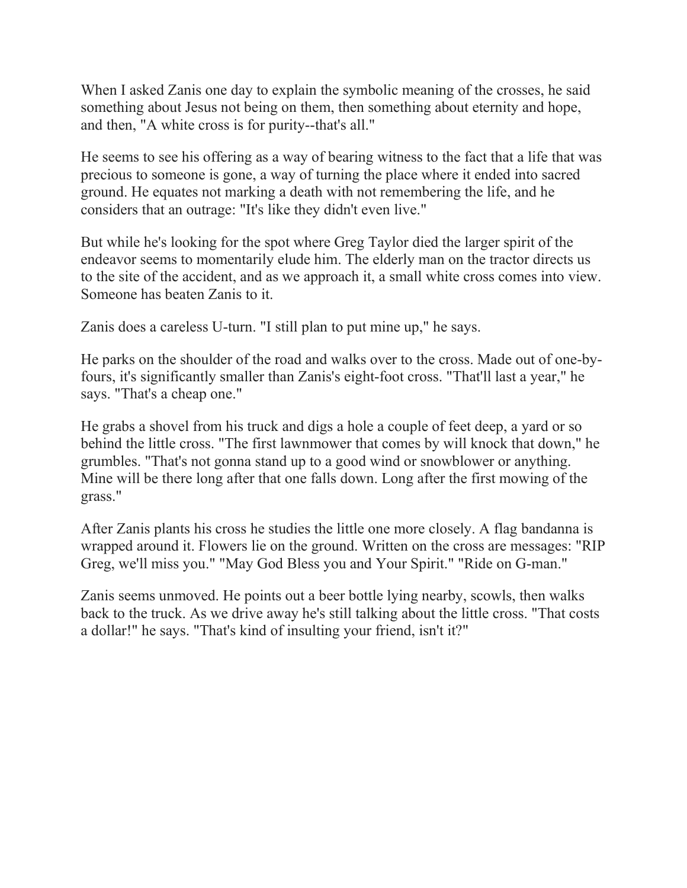When I asked Zanis one day to explain the symbolic meaning of the crosses, he said something about Jesus not being on them, then something about eternity and hope, and then, "A white cross is for purity--that's all."

He seems to see his offering as a way of bearing witness to the fact that a life that was precious to someone is gone, a way of turning the place where it ended into sacred ground. He equates not marking a death with not remembering the life, and he considers that an outrage: "It's like they didn't even live."

But while he's looking for the spot where Greg Taylor died the larger spirit of the endeavor seems to momentarily elude him. The elderly man on the tractor directs us to the site of the accident, and as we approach it, a small white cross comes into view. Someone has beaten Zanis to it.

Zanis does a careless U-turn. "I still plan to put mine up," he says.

He parks on the shoulder of the road and walks over to the cross. Made out of one-by-fours, it's significantly smaller than Zanis's eight-foot cross. "That'll last a year," he says. "That's a cheap one."

He grabs a shovel from his truck and digs a hole a couple of feet deep, a yard or so behind the little cross. "The first lawnmower that comes by will knock that down," he grumbles. "That's not gonna stand up to a good wind or snowblower or anything. Mine will be there long after that one falls down. Long after the first mowing of the grass."

After Zanis plants his cross he studies the little one more closely. A flag bandanna is wrapped around it. Flowers lie on the ground. Written on the cross are messages: "RIP Greg, we'll miss you." "May God Bless you and Your Spirit." "Ride on G-man."

Zanis seems unmoved. He points out a beer bottle lying nearby, scowls, then walks back to the truck. As we drive away he's still talking about the little cross. "That costs a dollar!" he says. "That's kind of insulting your friend, isn't it?"